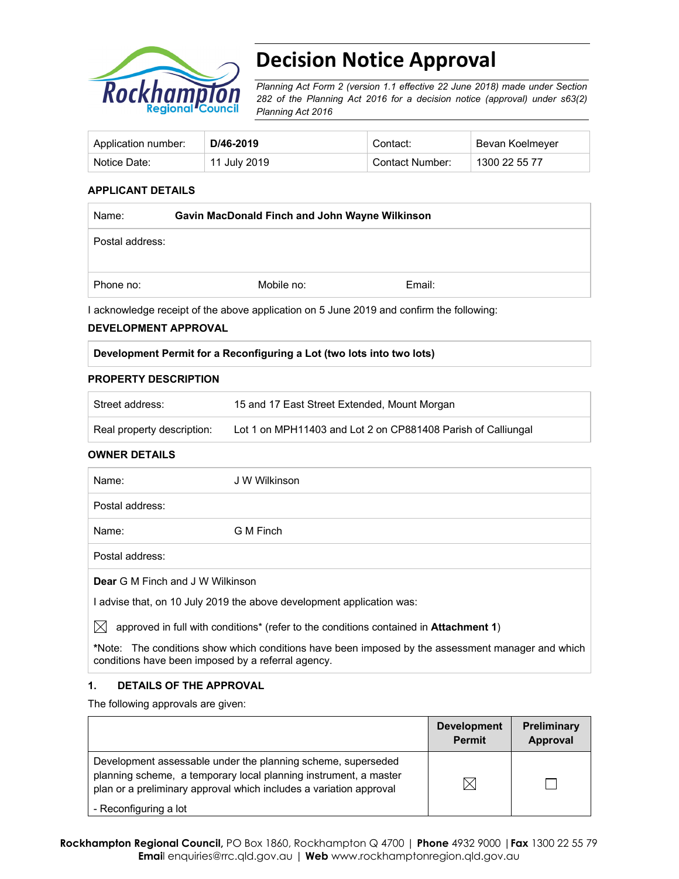# Decision Notice Approval

*Planning Act Form 2 (version 1.1 effective 22 June 2018) made under Section 282 of the Planning Act 2016 for a decision notice (approval) under s63(2) Planning Act 2016*

| Application number: | **D/46-2019** | Contact: | Bevan Koelmeyer |
|---|---|---|---|
| Notice Date: | 11 July 2019 | Contact Number: | 1300 22 55 77 |

**APPLICANT DETAILS**

| Name: | **Gavin MacDonald Finch and John Wayne Wilkinson** | |
|---|---|---|
| Postal address: | | |
| Phone no: | Mobile no: | Email: |

I acknowledge receipt of the above application on 5 June 2019 and confirm the following:

**DEVELOPMENT APPROVAL**

| **Development Permit for a Reconfiguring a Lot (two lots into two lots)** |
|---|

**PROPERTY DESCRIPTION**

| Street address: | 15 and 17 East Street Extended, Mount Morgan |
|---|---|
| Real property description: | Lot 1 on MPH11403 and Lot 2 on CP881408 Parish of Calliungal |

**OWNER DETAILS**

| Name: | J W Wilkinson |
|---|---|
| Postal address: | |
| Name: | G M Finch |
| Postal address: | |

**Dear** G M Finch and J W Wilkinson

I advise that, on 10 July 2019 the above development application was:

☒ approved in full with conditions* (refer to the conditions contained in **Attachment 1**)

***Note:** The conditions show which conditions have been imposed by the assessment manager and which conditions have been imposed by a referral agency.

### 1. DETAILS OF THE APPROVAL

The following approvals are given:

| | Development Permit | Preliminary Approval |
|---|---|---|
| Development assessable under the planning scheme, superseded planning scheme, a temporary local planning instrument, a master plan or a preliminary approval which includes a variation approval<br><br>- Reconfiguring a lot | ☒ | ☐ |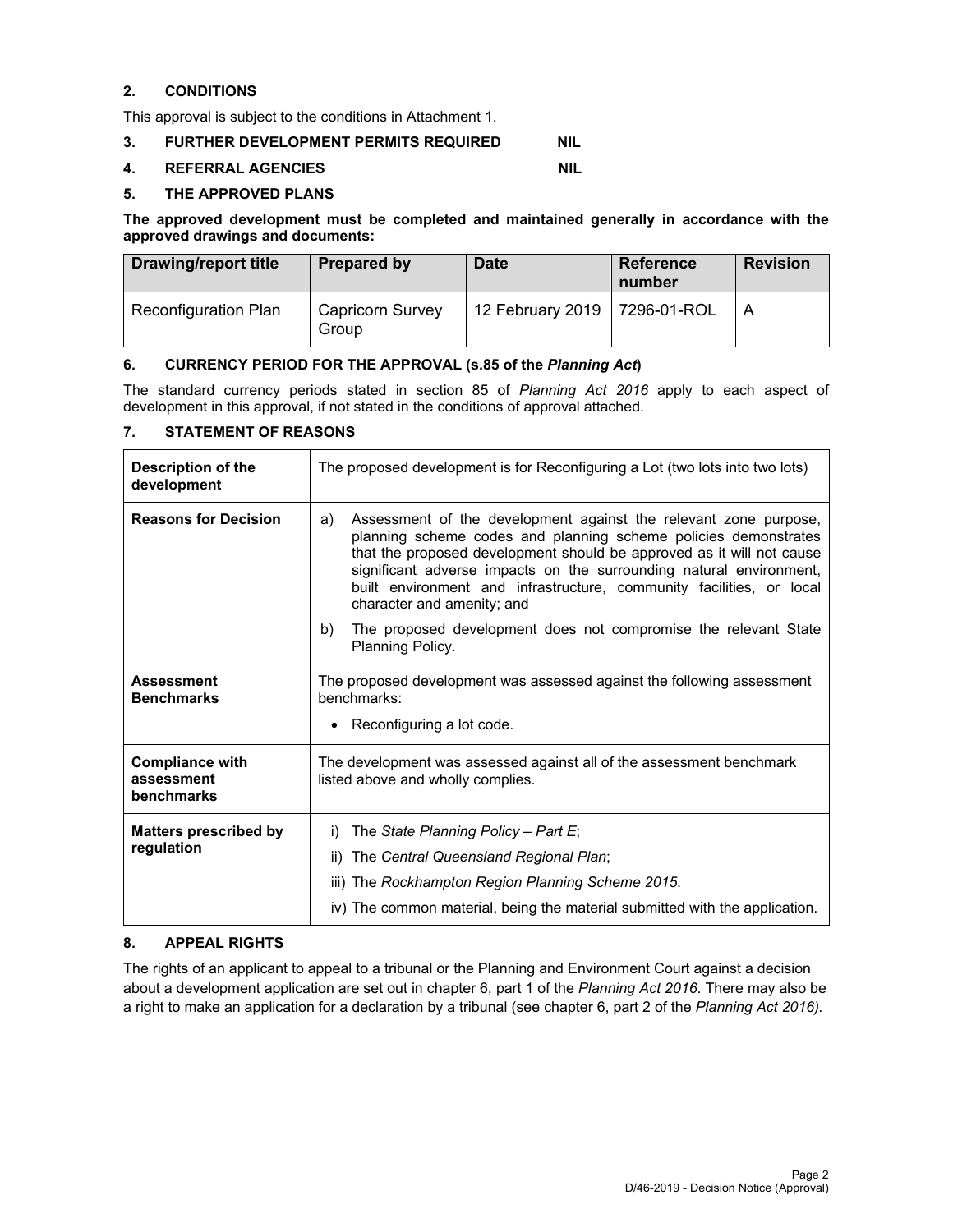## 2. CONDITIONS

This approval is subject to the conditions in Attachment 1.

## 3. FURTHER DEVELOPMENT PERMITS REQUIRED NIL

## 4. REFERRAL AGENCIES NIL

## 5. THE APPROVED PLANS

**The approved development must be completed and maintained generally in accordance with the approved drawings and documents:**

| Drawing/report title | Prepared by | Date | Reference number | Revision |
|---|---|---|---|---|
| Reconfiguration Plan | Capricorn Survey Group | 12 February 2019 | 7296-01-ROL | A |

## 6. CURRENCY PERIOD FOR THE APPROVAL (s.85 of the *Planning Act*)

The standard currency periods stated in section 85 of *Planning Act 2016* apply to each aspect of development in this approval, if not stated in the conditions of approval attached.

## 7. STATEMENT OF REASONS

| | |
|---|---|
| **Description of the development** | The proposed development is for Reconfiguring a Lot (two lots into two lots) |
| **Reasons for Decision** | a) Assessment of the development against the relevant zone purpose, planning scheme codes and planning scheme policies demonstrates that the proposed development should be approved as it will not cause significant adverse impacts on the surrounding natural environment, built environment and infrastructure, community facilities, or local character and amenity; and<br>b) The proposed development does not compromise the relevant State Planning Policy. |
| **Assessment Benchmarks** | The proposed development was assessed against the following assessment benchmarks:<br>• Reconfiguring a lot code. |
| **Compliance with assessment benchmarks** | The development was assessed against all of the assessment benchmark listed above and wholly complies. |
| **Matters prescribed by regulation** | i) The *State Planning Policy – Part E*;<br>ii) The *Central Queensland Regional Plan*;<br>iii) The *Rockhampton Region Planning Scheme 2015*.<br>iv) The common material, being the material submitted with the application. |

## 8. APPEAL RIGHTS

The rights of an applicant to appeal to a tribunal or the Planning and Environment Court against a decision about a development application are set out in chapter 6, part 1 of the *Planning Act 2016*. There may also be a right to make an application for a declaration by a tribunal (see chapter 6, part 2 of the *Planning Act 2016).*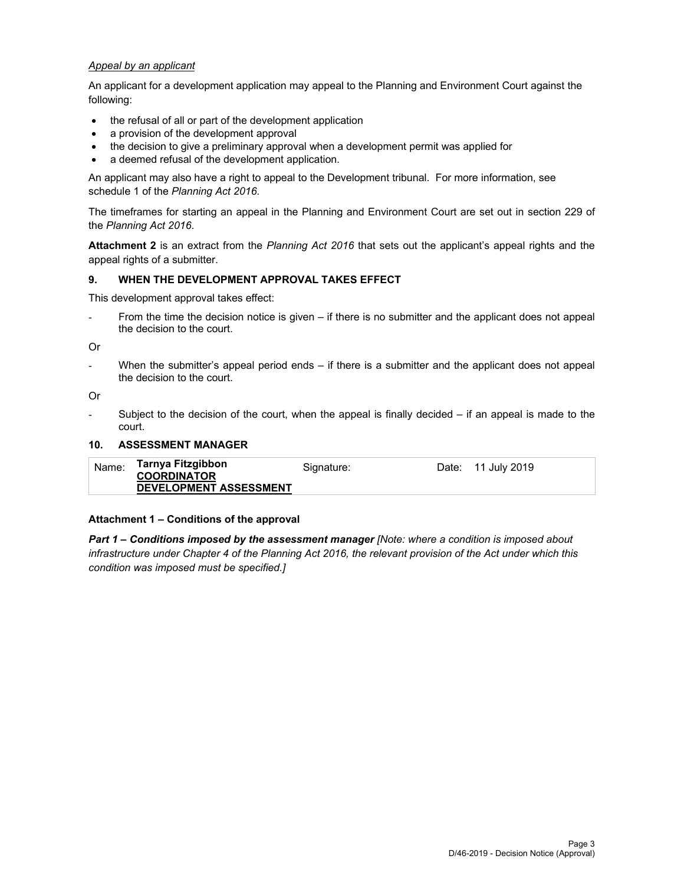*Appeal by an applicant*

An applicant for a development application may appeal to the Planning and Environment Court against the following:

- the refusal of all or part of the development application
- a provision of the development approval
- the decision to give a preliminary approval when a development permit was applied for
- a deemed refusal of the development application.

An applicant may also have a right to appeal to the Development tribunal. For more information, see schedule 1 of the *Planning Act 2016*.

The timeframes for starting an appeal in the Planning and Environment Court are set out in section 229 of the *Planning Act 2016*.

**Attachment 2** is an extract from the *Planning Act 2016* that sets out the applicant's appeal rights and the appeal rights of a submitter.

## 9. WHEN THE DEVELOPMENT APPROVAL TAKES EFFECT

This development approval takes effect:

- From the time the decision notice is given – if there is no submitter and the applicant does not appeal the decision to the court.

Or

- When the submitter's appeal period ends – if there is a submitter and the applicant does not appeal the decision to the court.

Or

- Subject to the decision of the court, when the appeal is finally decided – if an appeal is made to the court.

## 10. ASSESSMENT MANAGER

| Name: | **Tarnya Fitzgibbon** **COORDINATOR DEVELOPMENT ASSESSMENT** | Signature: | Date: 11 July 2019 |
|---|---|---|---|

**Attachment 1 – Conditions of the approval**

***Part 1 – Conditions imposed by the assessment manager*** *[Note: where a condition is imposed about infrastructure under Chapter 4 of the Planning Act 2016, the relevant provision of the Act under which this condition was imposed must be specified.]*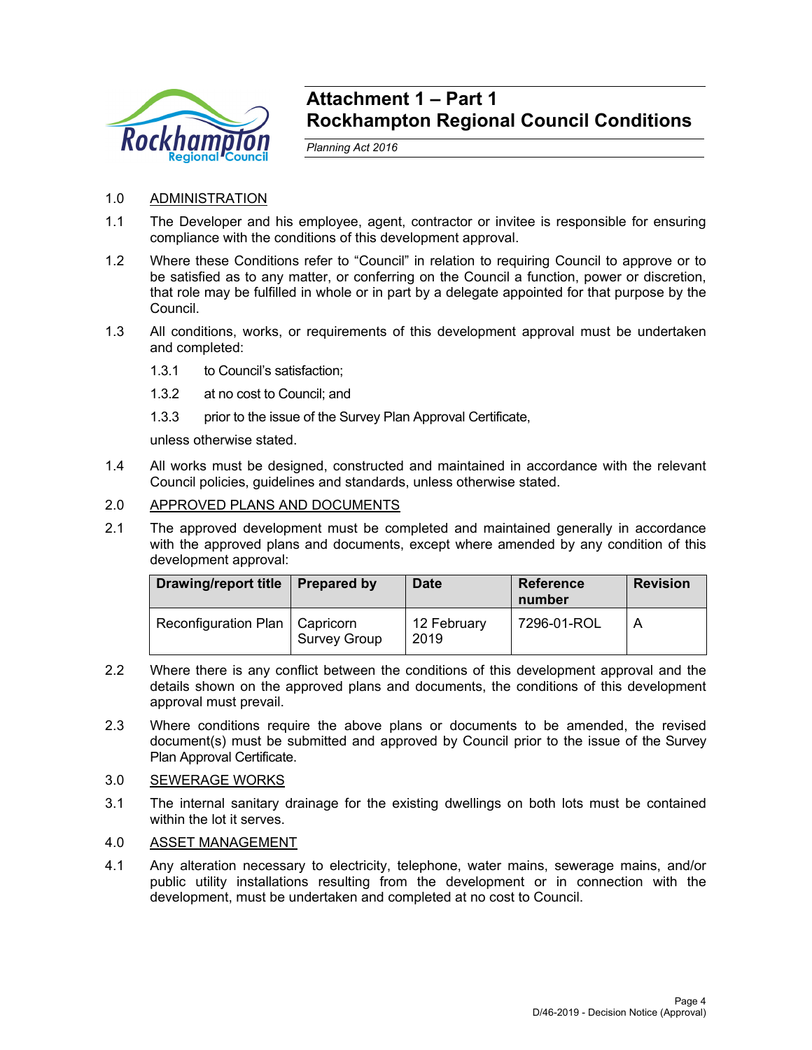# Attachment 1 – Part 1
# Rockhampton Regional Council Conditions

*Planning Act 2016*

1.0 <u>ADMINISTRATION</u>

1.1 The Developer and his employee, agent, contractor or invitee is responsible for ensuring compliance with the conditions of this development approval.

1.2 Where these Conditions refer to "Council" in relation to requiring Council to approve or to be satisfied as to any matter, or conferring on the Council a function, power or discretion, that role may be fulfilled in whole or in part by a delegate appointed for that purpose by the Council.

1.3 All conditions, works, or requirements of this development approval must be undertaken and completed:

1.3.1 to Council's satisfaction;

1.3.2 at no cost to Council; and

1.3.3 prior to the issue of the Survey Plan Approval Certificate,

unless otherwise stated.

1.4 All works must be designed, constructed and maintained in accordance with the relevant Council policies, guidelines and standards, unless otherwise stated.

2.0 <u>APPROVED PLANS AND DOCUMENTS</u>

2.1 The approved development must be completed and maintained generally in accordance with the approved plans and documents, except where amended by any condition of this development approval:

| Drawing/report title | Prepared by | Date | Reference number | Revision |
|---|---|---|---|---|
| Reconfiguration Plan | Capricorn Survey Group | 12 February 2019 | 7296-01-ROL | A |

2.2 Where there is any conflict between the conditions of this development approval and the details shown on the approved plans and documents, the conditions of this development approval must prevail.

2.3 Where conditions require the above plans or documents to be amended, the revised document(s) must be submitted and approved by Council prior to the issue of the Survey Plan Approval Certificate.

3.0 <u>SEWERAGE WORKS</u>

3.1 The internal sanitary drainage for the existing dwellings on both lots must be contained within the lot it serves.

4.0 <u>ASSET MANAGEMENT</u>

4.1 Any alteration necessary to electricity, telephone, water mains, sewerage mains, and/or public utility installations resulting from the development or in connection with the development, must be undertaken and completed at no cost to Council.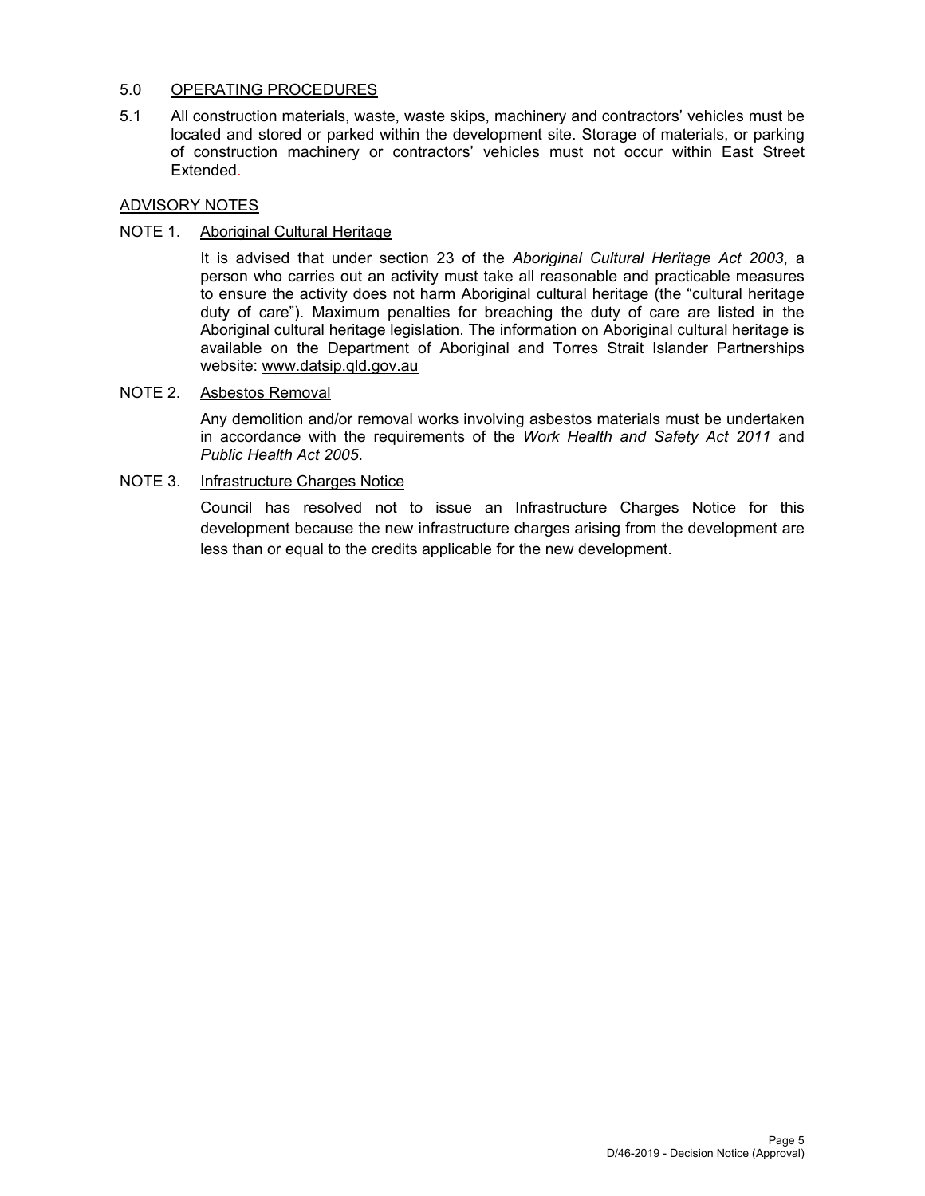## 5.0 OPERATING PROCEDURES

5.1 All construction materials, waste, waste skips, machinery and contractors' vehicles must be located and stored or parked within the development site. Storage of materials, or parking of construction machinery or contractors' vehicles must not occur within East Street Extended.

## ADVISORY NOTES

NOTE 1. Aboriginal Cultural Heritage

It is advised that under section 23 of the *Aboriginal Cultural Heritage Act 2003*, a person who carries out an activity must take all reasonable and practicable measures to ensure the activity does not harm Aboriginal cultural heritage (the "cultural heritage duty of care"). Maximum penalties for breaching the duty of care are listed in the Aboriginal cultural heritage legislation. The information on Aboriginal cultural heritage is available on the Department of Aboriginal and Torres Strait Islander Partnerships website: www.datsip.qld.gov.au

NOTE 2. Asbestos Removal

Any demolition and/or removal works involving asbestos materials must be undertaken in accordance with the requirements of the *Work Health and Safety Act 2011* and *Public Health Act 2005*.

NOTE 3. Infrastructure Charges Notice

Council has resolved not to issue an Infrastructure Charges Notice for this development because the new infrastructure charges arising from the development are less than or equal to the credits applicable for the new development.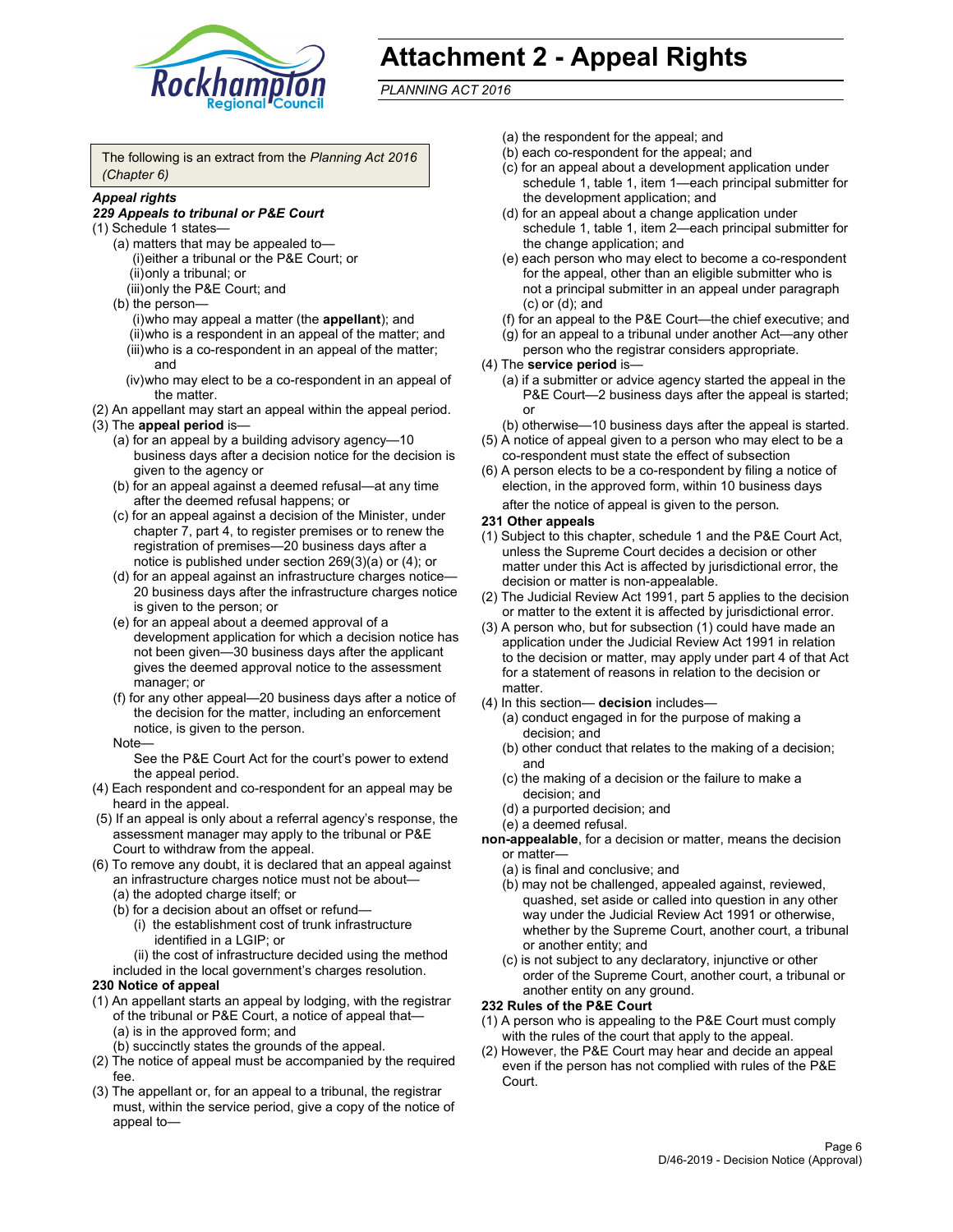# Attachment 2 - Appeal Rights

*PLANNING ACT 2016*

The following is an extract from the *Planning Act 2016 (Chapter 6)*

***Appeal rights***

***229 Appeals to tribunal or P&E Court***

(1) Schedule 1 states—

- (a) matters that may be appealed to—
  - (i) either a tribunal or the P&E Court; or
  - (ii) only a tribunal; or
  - (iii) only the P&E Court; and
- (b) the person—
  - (i) who may appeal a matter (the **appellant**); and
  - (ii) who is a respondent in an appeal of the matter; and
  - (iii) who is a co-respondent in an appeal of the matter; and
  - (iv) who may elect to be a co-respondent in an appeal of the matter.

(2) An appellant may start an appeal within the appeal period.

(3) The **appeal period** is—

- (a) for an appeal by a building advisory agency—10 business days after a decision notice for the decision is given to the agency or
- (b) for an appeal against a deemed refusal—at any time after the deemed refusal happens; or
- (c) for an appeal against a decision of the Minister, under chapter 7, part 4, to register premises or to renew the registration of premises—20 business days after a notice is published under section 269(3)(a) or (4); or
- (d) for an appeal against an infrastructure charges notice—20 business days after the infrastructure charges notice is given to the person; or
- (e) for an appeal about a deemed approval of a development application for which a decision notice has not been given—30 business days after the applicant gives the deemed approval notice to the assessment manager; or
- (f) for any other appeal—20 business days after a notice of the decision for the matter, including an enforcement notice, is given to the person.

Note—

See the P&E Court Act for the court's power to extend the appeal period.

(4) Each respondent and co-respondent for an appeal may be heard in the appeal.

(5) If an appeal is only about a referral agency's response, the assessment manager may apply to the tribunal or P&E Court to withdraw from the appeal.

(6) To remove any doubt, it is declared that an appeal against an infrastructure charges notice must not be about—

- (a) the adopted charge itself; or
- (b) for a decision about an offset or refund—
  - (i) the establishment cost of trunk infrastructure identified in a LGIP; or
  - (ii) the cost of infrastructure decided using the method included in the local government's charges resolution.

**230 Notice of appeal**

(1) An appellant starts an appeal by lodging, with the registrar of the tribunal or P&E Court, a notice of appeal that—

- (a) is in the approved form; and
- (b) succinctly states the grounds of the appeal.

(2) The notice of appeal must be accompanied by the required fee.

(3) The appellant or, for an appeal to a tribunal, the registrar must, within the service period, give a copy of the notice of appeal to—

- (a) the respondent for the appeal; and
- (b) each co-respondent for the appeal; and
- (c) for an appeal about a development application under schedule 1, table 1, item 1—each principal submitter for the development application; and
- (d) for an appeal about a change application under schedule 1, table 1, item 2—each principal submitter for the change application; and
- (e) each person who may elect to become a co-respondent for the appeal, other than an eligible submitter who is not a principal submitter in an appeal under paragraph (c) or (d); and
- (f) for an appeal to the P&E Court—the chief executive; and
- (g) for an appeal to a tribunal under another Act—any other person who the registrar considers appropriate.

(4) The **service period** is—

- (a) if a submitter or advice agency started the appeal in the P&E Court—2 business days after the appeal is started; or
- (b) otherwise—10 business days after the appeal is started.

(5) A notice of appeal given to a person who may elect to be a co-respondent must state the effect of subsection

(6) A person elects to be a co-respondent by filing a notice of election, in the approved form, within 10 business days after the notice of appeal is given to the person.

**231 Other appeals**

(1) Subject to this chapter, schedule 1 and the P&E Court Act, unless the Supreme Court decides a decision or other matter under this Act is affected by jurisdictional error, the decision or matter is non-appealable.

(2) The Judicial Review Act 1991, part 5 applies to the decision or matter to the extent it is affected by jurisdictional error.

(3) A person who, but for subsection (1) could have made an application under the Judicial Review Act 1991 in relation to the decision or matter, may apply under part 4 of that Act for a statement of reasons in relation to the decision or matter.

(4) In this section— **decision** includes—

- (a) conduct engaged in for the purpose of making a decision; and
- (b) other conduct that relates to the making of a decision; and
- (c) the making of a decision or the failure to make a decision; and
- (d) a purported decision; and
- (e) a deemed refusal.

**non-appealable**, for a decision or matter, means the decision or matter—

- (a) is final and conclusive; and
- (b) may not be challenged, appealed against, reviewed, quashed, set aside or called into question in any other way under the Judicial Review Act 1991 or otherwise, whether by the Supreme Court, another court, a tribunal or another entity; and
- (c) is not subject to any declaratory, injunctive or other order of the Supreme Court, another court, a tribunal or another entity on any ground.

**232 Rules of the P&E Court**

(1) A person who is appealing to the P&E Court must comply with the rules of the court that apply to the appeal.

(2) However, the P&E Court may hear and decide an appeal even if the person has not complied with rules of the P&E Court.

D/46-2019 - Decision Notice (Approval)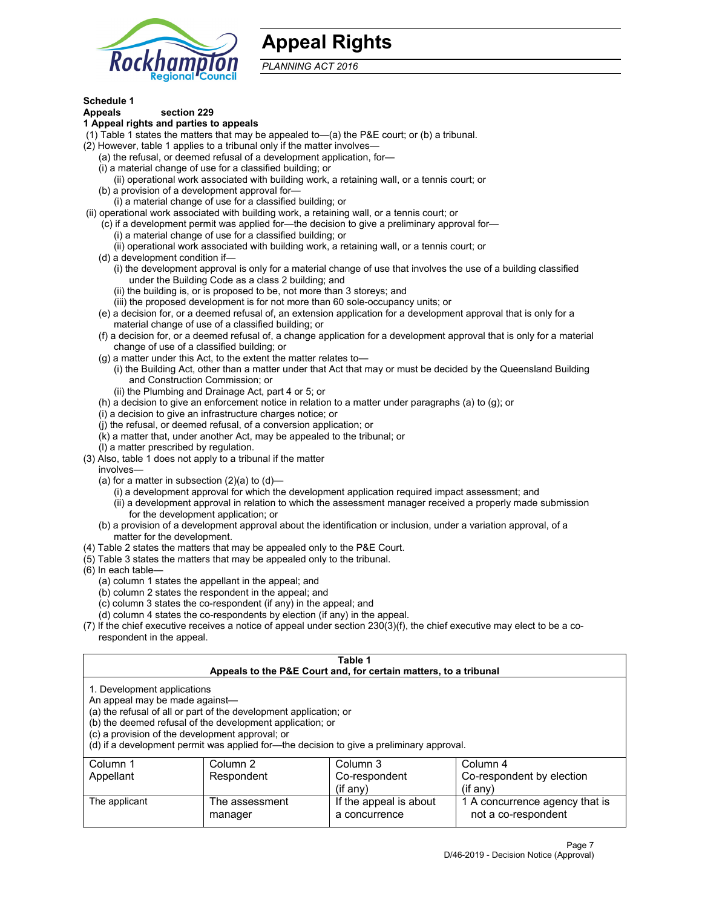# Appeal Rights

*PLANNING ACT 2016*

**Schedule 1**

**Appeals section 229**

**1 Appeal rights and parties to appeals**

(1) Table 1 states the matters that may be appealed to—(a) the P&E court; or (b) a tribunal.

(2) However, table 1 applies to a tribunal only if the matter involves—

(a) the refusal, or deemed refusal of a development application, for—

(i) a material change of use for a classified building; or

(ii) operational work associated with building work, a retaining wall, or a tennis court; or

(b) a provision of a development approval for—

(i) a material change of use for a classified building; or

(ii) operational work associated with building work, a retaining wall, or a tennis court; or

(c) if a development permit was applied for—the decision to give a preliminary approval for—

(i) a material change of use for a classified building; or

(ii) operational work associated with building work, a retaining wall, or a tennis court; or

(d) a development condition if—

(i) the development approval is only for a material change of use that involves the use of a building classified under the Building Code as a class 2 building; and

(ii) the building is, or is proposed to be, not more than 3 storeys; and

(iii) the proposed development is for not more than 60 sole-occupancy units; or

(e) a decision for, or a deemed refusal of, an extension application for a development approval that is only for a material change of use of a classified building; or

(f) a decision for, or a deemed refusal of, a change application for a development approval that is only for a material change of use of a classified building; or

(g) a matter under this Act, to the extent the matter relates to—

(i) the Building Act, other than a matter under that Act that may or must be decided by the Queensland Building and Construction Commission; or

(ii) the Plumbing and Drainage Act, part 4 or 5; or

(h) a decision to give an enforcement notice in relation to a matter under paragraphs (a) to (g); or

(i) a decision to give an infrastructure charges notice; or

(j) the refusal, or deemed refusal, of a conversion application; or

(k) a matter that, under another Act, may be appealed to the tribunal; or

(l) a matter prescribed by regulation.

(3) Also, table 1 does not apply to a tribunal if the matter involves—

(a) for a matter in subsection (2)(a) to (d)—

(i) a development approval for which the development application required impact assessment; and

(ii) a development approval in relation to which the assessment manager received a properly made submission for the development application; or

(b) a provision of a development approval about the identification or inclusion, under a variation approval, of a matter for the development.

(4) Table 2 states the matters that may be appealed only to the P&E Court.

(5) Table 3 states the matters that may be appealed only to the tribunal.

(6) In each table—

(a) column 1 states the appellant in the appeal; and

(b) column 2 states the respondent in the appeal; and

(c) column 3 states the co-respondent (if any) in the appeal; and

(d) column 4 states the co-respondents by election (if any) in the appeal.

(7) If the chief executive receives a notice of appeal under section 230(3)(f), the chief executive may elect to be a co-respondent in the appeal.

**Table 1**
**Appeals to the P&E Court and, for certain matters, to a tribunal**

1. Development applications

An appeal may be made against—

(a) the refusal of all or part of the development application; or

(b) the deemed refusal of the development application; or

(c) a provision of the development approval; or

(d) if a development permit was applied for—the decision to give a preliminary approval.

| Column 1 Appellant | Column 2 Respondent | Column 3 Co-respondent (if any) | Column 4 Co-respondent by election (if any) |
|---|---|---|---|
| The applicant | The assessment manager | If the appeal is about a concurrence | 1 A concurrence agency that is not a co-respondent |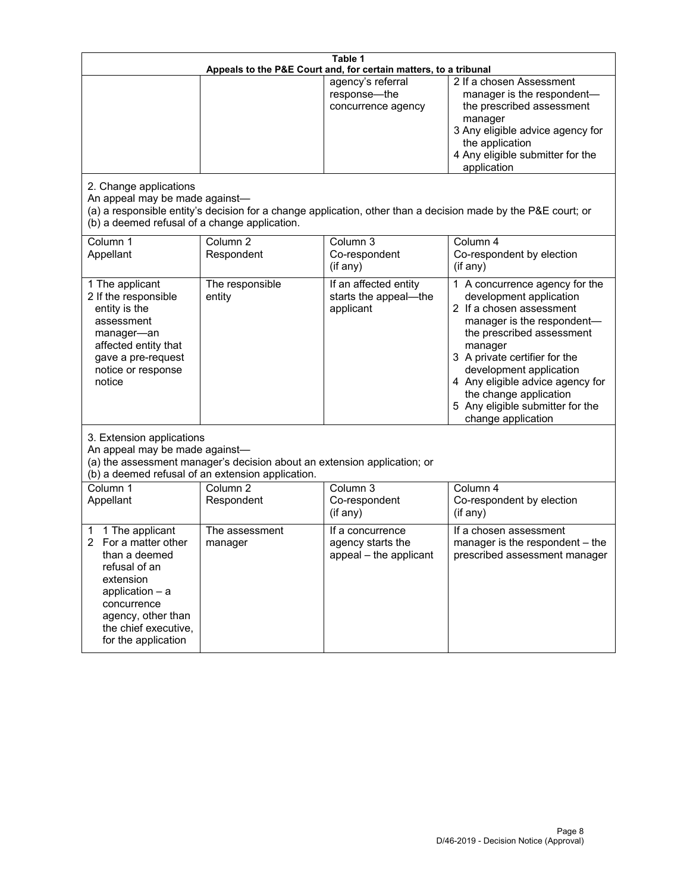**Table 1**
**Appeals to the P&E Court and, for certain matters, to a tribunal**

| | | | |
|---|---|---|---|
| | | agency's referral response—the concurrence agency | 2 If a chosen Assessment manager is the respondent—the prescribed assessment manager<br>3 Any eligible advice agency for the application<br>4 Any eligible submitter for the application |

2. Change applications
An appeal may be made against—
(a) a responsible entity's decision for a change application, other than a decision made by the P&E court; or
(b) a deemed refusal of a change application.

| Column 1<br>Appellant | Column 2<br>Respondent | Column 3<br>Co-respondent<br>(if any) | Column 4<br>Co-respondent by election<br>(if any) |
|---|---|---|---|
| 1 The applicant<br>2 If the responsible entity is the assessment manager—an affected entity that gave a pre-request notice or response notice | The responsible entity | If an affected entity starts the appeal—the applicant | 1 A concurrence agency for the development application<br>2 If a chosen assessment manager is the respondent—the prescribed assessment manager<br>3 A private certifier for the development application<br>4 Any eligible advice agency for the change application<br>5 Any eligible submitter for the change application |

3. Extension applications
An appeal may be made against—
(a) the assessment manager's decision about an extension application; or
(b) a deemed refusal of an extension application.

| Column 1<br>Appellant | Column 2<br>Respondent | Column 3<br>Co-respondent<br>(if any) | Column 4<br>Co-respondent by election<br>(if any) |
|---|---|---|---|
| 1 1 The applicant<br>2 For a matter other than a deemed refusal of an extension application – a concurrence agency, other than the chief executive, for the application | The assessment manager | If a concurrence agency starts the appeal – the applicant | If a chosen assessment manager is the respondent – the prescribed assessment manager |

D/46-2019 - Decision Notice (Approval)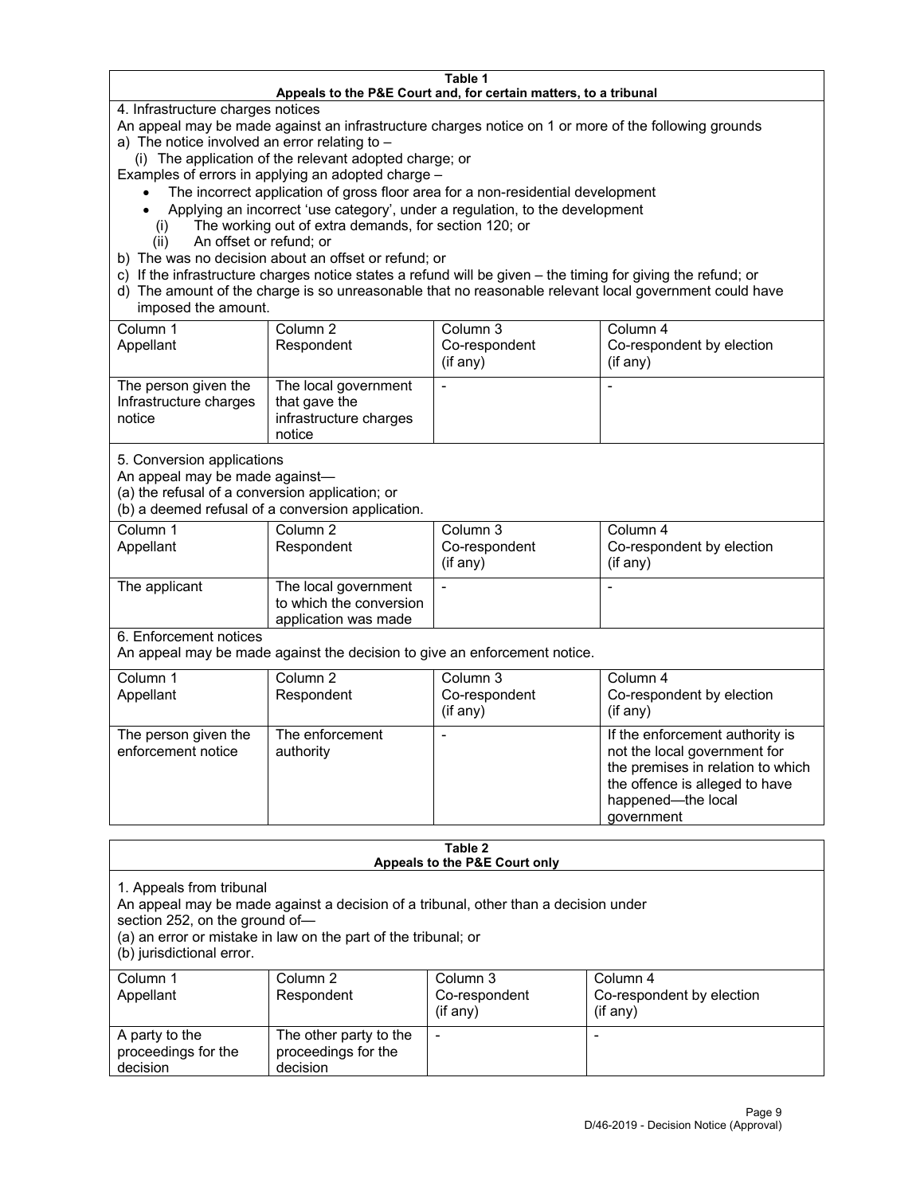**Table 1**
**Appeals to the P&E Court and, for certain matters, to a tribunal**

4. Infrastructure charges notices

An appeal may be made against an infrastructure charges notice on 1 or more of the following grounds

a) The notice involved an error relating to –

(i) The application of the relevant adopted charge; or

Examples of errors in applying an adopted charge –

- The incorrect application of gross floor area for a non-residential development
- Applying an incorrect 'use category', under a regulation, to the development

(i) The working out of extra demands, for section 120; or

(ii) An offset or refund; or

b) The was no decision about an offset or refund; or

c) If the infrastructure charges notice states a refund will be given – the timing for giving the refund; or

d) The amount of the charge is so unreasonable that no reasonable relevant local government could have imposed the amount.

| Column 1<br>Appellant | Column 2<br>Respondent | Column 3<br>Co-respondent<br>(if any) | Column 4<br>Co-respondent by election<br>(if any) |
|---|---|---|---|
| The person given the Infrastructure charges notice | The local government that gave the infrastructure charges notice | - | - |

5. Conversion applications

An appeal may be made against—

(a) the refusal of a conversion application; or

(b) a deemed refusal of a conversion application.

| Column 1<br>Appellant | Column 2<br>Respondent | Column 3<br>Co-respondent<br>(if any) | Column 4<br>Co-respondent by election<br>(if any) |
|---|---|---|---|
| The applicant | The local government to which the conversion application was made | - | - |

6. Enforcement notices

An appeal may be made against the decision to give an enforcement notice.

| Column 1<br>Appellant | Column 2<br>Respondent | Column 3<br>Co-respondent<br>(if any) | Column 4<br>Co-respondent by election<br>(if any) |
|---|---|---|---|
| The person given the enforcement notice | The enforcement authority | - | If the enforcement authority is not the local government for the premises in relation to which the offence is alleged to have happened—the local government |

**Table 2**
**Appeals to the P&E Court only**

1. Appeals from tribunal

An appeal may be made against a decision of a tribunal, other than a decision under section 252, on the ground of—

(a) an error or mistake in law on the part of the tribunal; or

(b) jurisdictional error.

| Column 1<br>Appellant | Column 2<br>Respondent | Column 3<br>Co-respondent<br>(if any) | Column 4<br>Co-respondent by election<br>(if any) |
|---|---|---|---|
| A party to the proceedings for the decision | The other party to the proceedings for the decision | - | - |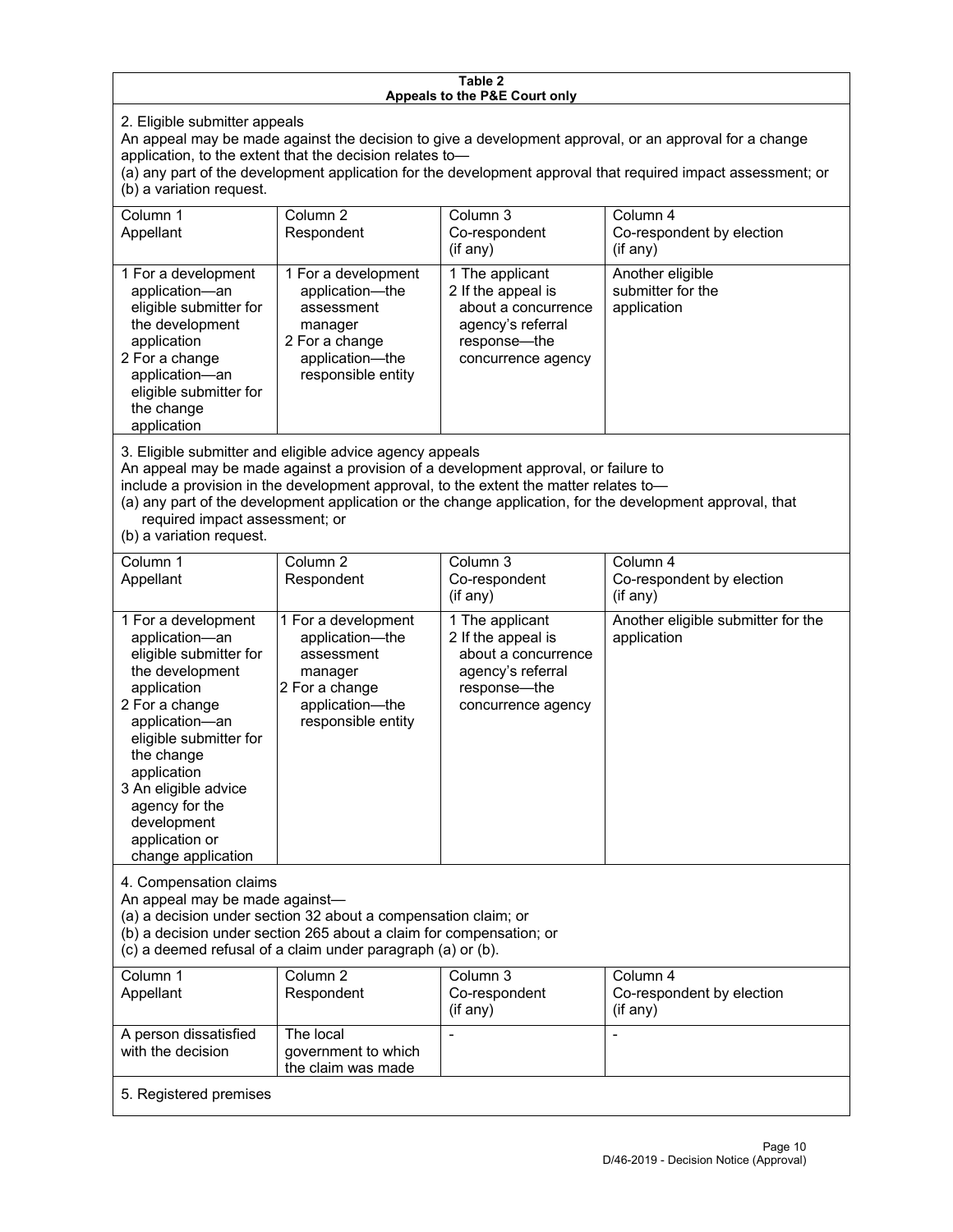**Table 2**
**Appeals to the P&E Court only**

2. Eligible submitter appeals

An appeal may be made against the decision to give a development approval, or an approval for a change application, to the extent that the decision relates to—

(a) any part of the development application for the development approval that required impact assessment; or

(b) a variation request.

| Column 1<br>Appellant | Column 2<br>Respondent | Column 3<br>Co-respondent<br>(if any) | Column 4<br>Co-respondent by election<br>(if any) |
|---|---|---|---|
| 1 For a development application—an eligible submitter for the development application<br>2 For a change application—an eligible submitter for the change application | 1 For a development application—the assessment manager<br>2 For a change application—the responsible entity | 1 The applicant<br>2 If the appeal is about a concurrence agency's referral response—the concurrence agency | Another eligible submitter for the application |

3. Eligible submitter and eligible advice agency appeals

An appeal may be made against a provision of a development approval, or failure to include a provision in the development approval, to the extent the matter relates to—

(a) any part of the development application or the change application, for the development approval, that required impact assessment; or

(b) a variation request.

| Column 1<br>Appellant | Column 2<br>Respondent | Column 3<br>Co-respondent<br>(if any) | Column 4<br>Co-respondent by election<br>(if any) |
|---|---|---|---|
| 1 For a development application—an eligible submitter for the development application<br>2 For a change application—an eligible submitter for the change application<br>3 An eligible advice agency for the development application or change application | 1 For a development application—the assessment manager<br>2 For a change application—the responsible entity | 1 The applicant<br>2 If the appeal is about a concurrence agency's referral response—the concurrence agency | Another eligible submitter for the application |

4. Compensation claims

An appeal may be made against—

(a) a decision under section 32 about a compensation claim; or

(b) a decision under section 265 about a claim for compensation; or

(c) a deemed refusal of a claim under paragraph (a) or (b).

| Column 1<br>Appellant | Column 2<br>Respondent | Column 3<br>Co-respondent<br>(if any) | Column 4<br>Co-respondent by election<br>(if any) |
|---|---|---|---|
| A person dissatisfied with the decision | The local government to which the claim was made | - | - |

5. Registered premises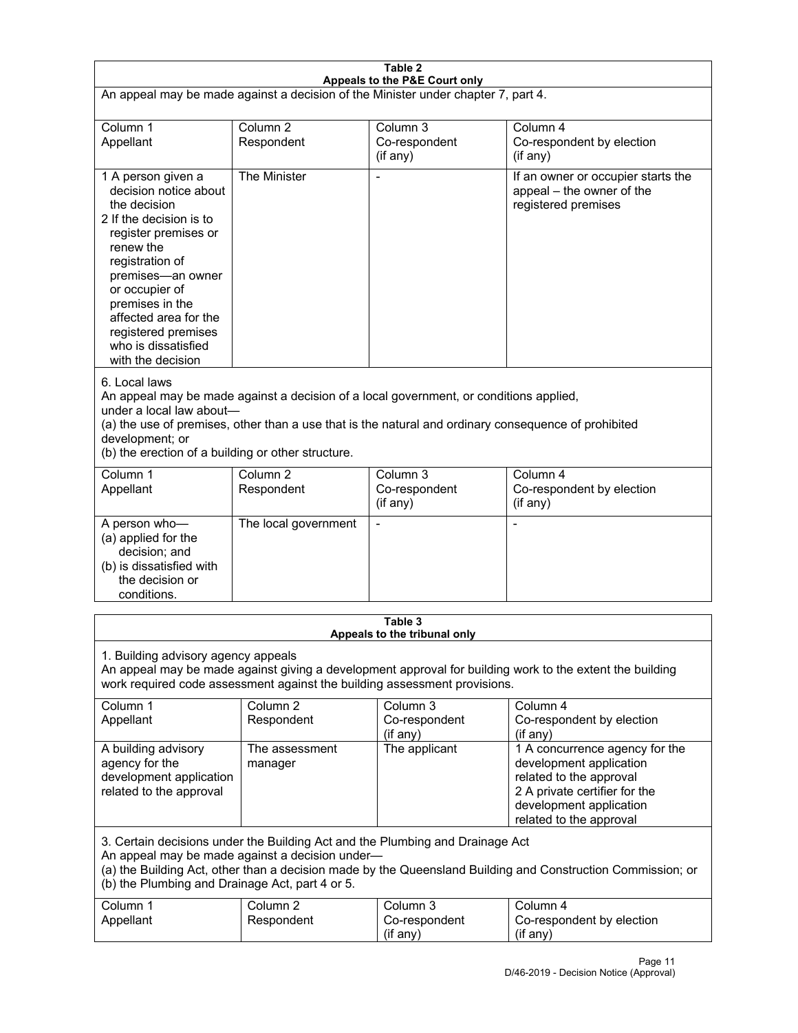## Table 2
### Appeals to the P&E Court only

An appeal may be made against a decision of the Minister under chapter 7, part 4.

| Column 1<br>Appellant | Column 2<br>Respondent | Column 3<br>Co-respondent<br>(if any) | Column 4<br>Co-respondent by election<br>(if any) |
|---|---|---|---|
| 1 A person given a decision notice about the decision<br>2 If the decision is to register premises or renew the registration of premises—an owner or occupier of premises in the affected area for the registered premises who is dissatisfied with the decision | The Minister | - | If an owner or occupier starts the appeal – the owner of the registered premises |

6. Local laws

An appeal may be made against a decision of a local government, or conditions applied, under a local law about—

(a) the use of premises, other than a use that is the natural and ordinary consequence of prohibited development; or

(b) the erection of a building or other structure.

| Column 1<br>Appellant | Column 2<br>Respondent | Column 3<br>Co-respondent<br>(if any) | Column 4<br>Co-respondent by election<br>(if any) |
|---|---|---|---|
| A person who—<br>(a) applied for the decision; and<br>(b) is dissatisfied with the decision or conditions. | The local government | - | - |

## Table 3
### Appeals to the tribunal only

1. Building advisory agency appeals

An appeal may be made against giving a development approval for building work to the extent the building work required code assessment against the building assessment provisions.

| Column 1<br>Appellant | Column 2<br>Respondent | Column 3<br>Co-respondent<br>(if any) | Column 4<br>Co-respondent by election<br>(if any) |
|---|---|---|---|
| A building advisory agency for the development application related to the approval | The assessment manager | The applicant | 1 A concurrence agency for the development application related to the approval<br>2 A private certifier for the development application related to the approval |

3. Certain decisions under the Building Act and the Plumbing and Drainage Act

An appeal may be made against a decision under—

(a) the Building Act, other than a decision made by the Queensland Building and Construction Commission; or

(b) the Plumbing and Drainage Act, part 4 or 5.

| Column 1<br>Appellant | Column 2<br>Respondent | Column 3<br>Co-respondent<br>(if any) | Column 4<br>Co-respondent by election<br>(if any) |
|---|---|---|---|

D/46-2019 - Decision Notice (Approval)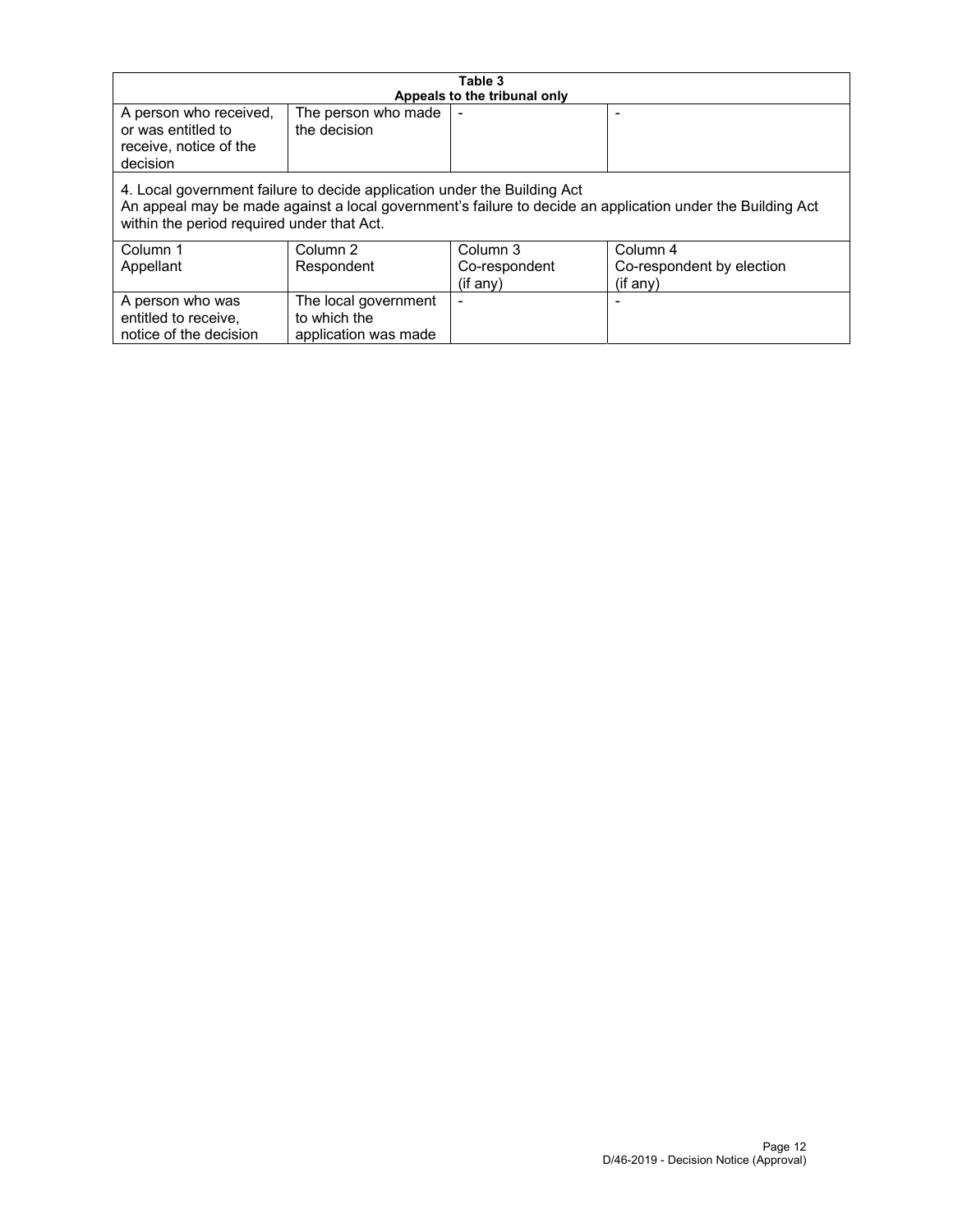| Table 3<br>**Appeals to the tribunal only** | | | |
|---|---|---|---|
| A person who received, or was entitled to receive, notice of the decision | The person who made the decision | - | - |

4. Local government failure to decide application under the Building Act
An appeal may be made against a local government's failure to decide an application under the Building Act within the period required under that Act.

| Column 1<br>Appellant | Column 2<br>Respondent | Column 3<br>Co-respondent (if any) | Column 4<br>Co-respondent by election (if any) |
|---|---|---|---|
| A person who was entitled to receive, notice of the decision | The local government to which the application was made | - | - |

D/46-2019 - Decision Notice (Approval)